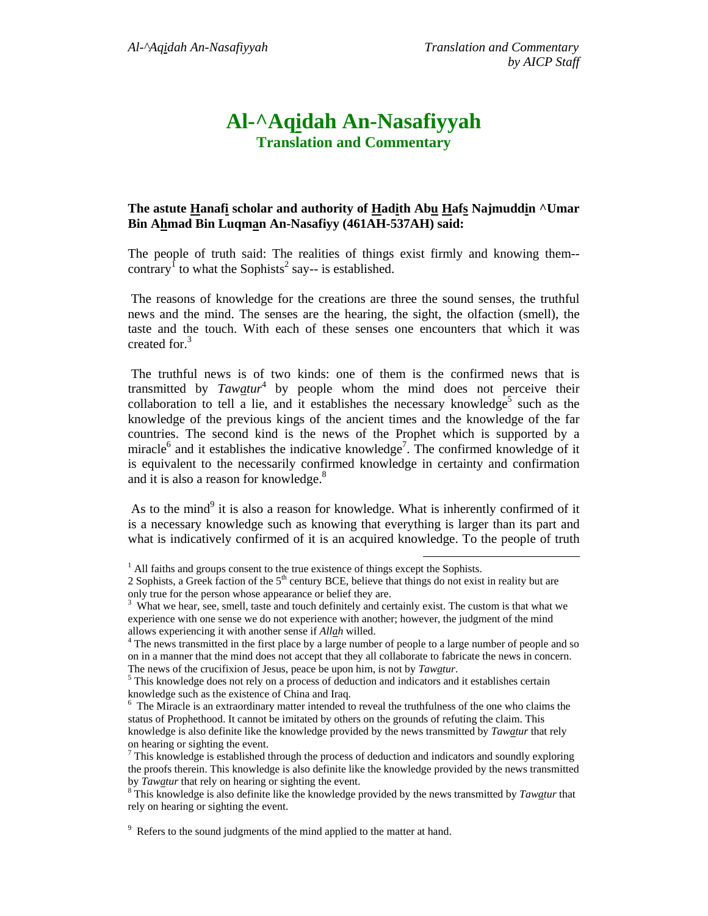# Al-^Aqidah An-Nasafiyyah
## Translation and Commentary

**The astute Hanafi scholar and authority of Hadith Abu Hafs Najmuddin ^Umar Bin Ahmad Bin Luqman An-Nasafiyy (461AH-537AH) said:**

The people of truth said: The realities of things exist firmly and knowing them--contrary[1] to what the Sophists[2] say-- is established.

The reasons of knowledge for the creations are three the sound senses, the truthful news and the mind. The senses are the hearing, the sight, the olfaction (smell), the taste and the touch. With each of these senses one encounters that which it was created for.[3]

The truthful news is of two kinds: one of them is the confirmed news that is transmitted by *Tawatur*[4] by people whom the mind does not perceive their collaboration to tell a lie, and it establishes the necessary knowledge[5] such as the knowledge of the previous kings of the ancient times and the knowledge of the far countries. The second kind is the news of the Prophet which is supported by a miracle[6] and it establishes the indicative knowledge[7]. The confirmed knowledge of it is equivalent to the necessarily confirmed knowledge in certainty and confirmation and it is also a reason for knowledge.[8]

As to the mind[9] it is also a reason for knowledge. What is inherently confirmed of it is a necessary knowledge such as knowing that everything is larger than its part and what is indicatively confirmed of it is an acquired knowledge. To the people of truth

---

[1] All faiths and groups consent to the true existence of things except the Sophists.

[2] Sophists, a Greek faction of the 5th century BCE, believe that things do not exist in reality but are only true for the person whose appearance or belief they are.

[3] What we hear, see, smell, taste and touch definitely and certainly exist. The custom is that what we experience with one sense we do not experience with another; however, the judgment of the mind allows experiencing it with another sense if *Allah* willed.

[4] The news transmitted in the first place by a large number of people to a large number of people and so on in a manner that the mind does not accept that they all collaborate to fabricate the news in concern. The news of the crucifixion of Jesus, peace be upon him, is not by *Tawatur*.

[5] This knowledge does not rely on a process of deduction and indicators and it establishes certain knowledge such as the existence of China and Iraq.

[6] The Miracle is an extraordinary matter intended to reveal the truthfulness of the one who claims the status of Prophethood. It cannot be imitated by others on the grounds of refuting the claim. This knowledge is also definite like the knowledge provided by the news transmitted by *Tawatur* that rely on hearing or sighting the event.

[7] This knowledge is established through the process of deduction and indicators and soundly exploring the proofs therein. This knowledge is also definite like the knowledge provided by the news transmitted by *Tawatur* that rely on hearing or sighting the event.

[8] This knowledge is also definite like the knowledge provided by the news transmitted by *Tawatur* that rely on hearing or sighting the event.

[9] Refers to the sound judgments of the mind applied to the matter at hand.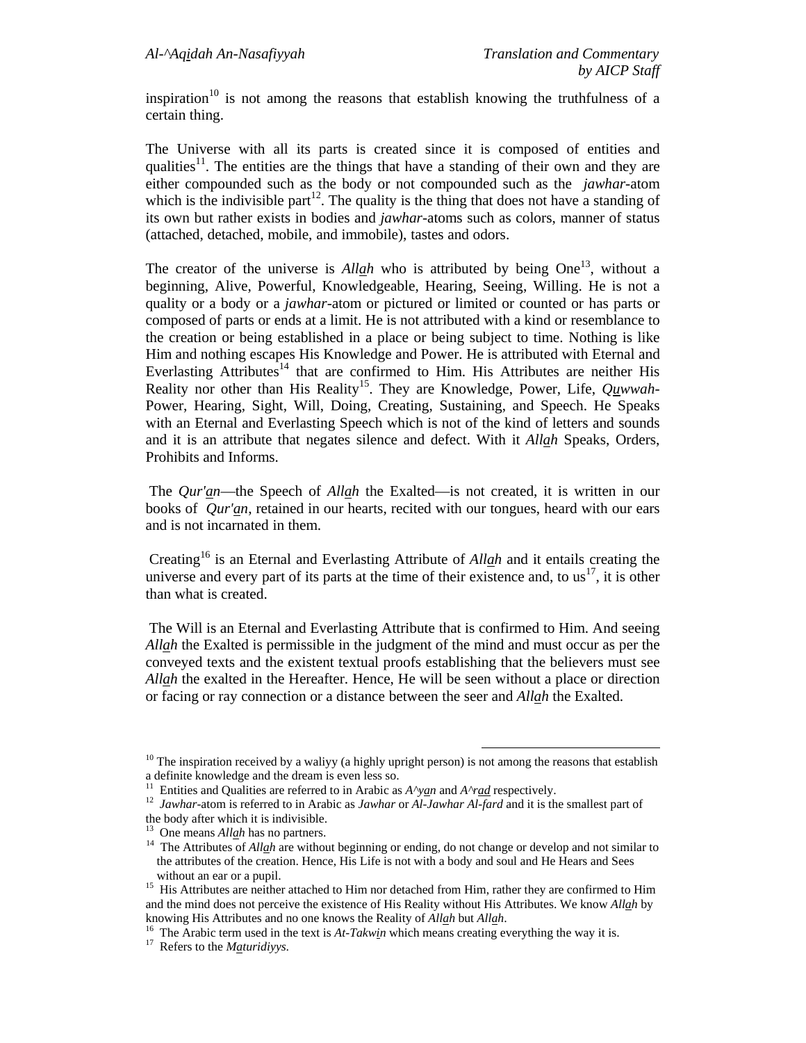inspiration[10] is not among the reasons that establish knowing the truthfulness of a certain thing.

The Universe with all its parts is created since it is composed of entities and qualities[11]. The entities are the things that have a standing of their own and they are either compounded such as the body or not compounded such as the *jawhar*-atom which is the indivisible part[12]. The quality is the thing that does not have a standing of its own but rather exists in bodies and *jawhar*-atoms such as colors, manner of status (attached, detached, mobile, and immobile), tastes and odors.

The creator of the universe is *Allah* who is attributed by being One[13], without a beginning, Alive, Powerful, Knowledgeable, Hearing, Seeing, Willing. He is not a quality or a body or a *jawhar*-atom or pictured or limited or counted or has parts or composed of parts or ends at a limit. He is not attributed with a kind or resemblance to the creation or being established in a place or being subject to time. Nothing is like Him and nothing escapes His Knowledge and Power. He is attributed with Eternal and Everlasting Attributes[14] that are confirmed to Him. His Attributes are neither His Reality nor other than His Reality[15]. They are Knowledge, Power, Life, *Quwwah*-Power, Hearing, Sight, Will, Doing, Creating, Sustaining, and Speech. He Speaks with an Eternal and Everlasting Speech which is not of the kind of letters and sounds and it is an attribute that negates silence and defect. With it *Allah* Speaks, Orders, Prohibits and Informs.

The *Qur'an*—the Speech of *Allah* the Exalted—is not created, it is written in our books of *Qur'an*, retained in our hearts, recited with our tongues, heard with our ears and is not incarnated in them.

Creating[16] is an Eternal and Everlasting Attribute of *Allah* and it entails creating the universe and every part of its parts at the time of their existence and, to us[17], it is other than what is created.

The Will is an Eternal and Everlasting Attribute that is confirmed to Him. And seeing *Allah* the Exalted is permissible in the judgment of the mind and must occur as per the conveyed texts and the existent textual proofs establishing that the believers must see *Allah* the exalted in the Hereafter. Hence, He will be seen without a place or direction or facing or ray connection or a distance between the seer and *Allah* the Exalted.

---

[10] The inspiration received by a waliyy (a highly upright person) is not among the reasons that establish a definite knowledge and the dream is even less so.

[11] Entities and Qualities are referred to in Arabic as *A^yan* and *A^rad* respectively.

[12] *Jawhar*-atom is referred to in Arabic as *Jawhar* or *Al-Jawhar Al-fard* and it is the smallest part of the body after which it is indivisible.

[13] One means *Allah* has no partners.

[14] The Attributes of *Allah* are without beginning or ending, do not change or develop and not similar to the attributes of the creation. Hence, His Life is not with a body and soul and He Hears and Sees without an ear or a pupil.

[15] His Attributes are neither attached to Him nor detached from Him, rather they are confirmed to Him and the mind does not perceive the existence of His Reality without His Attributes. We know *Allah* by knowing His Attributes and no one knows the Reality of *Allah* but *Allah*.

[16] The Arabic term used in the text is *At-Takwin* which means creating everything the way it is.

[17] Refers to the *Maturidiyys*.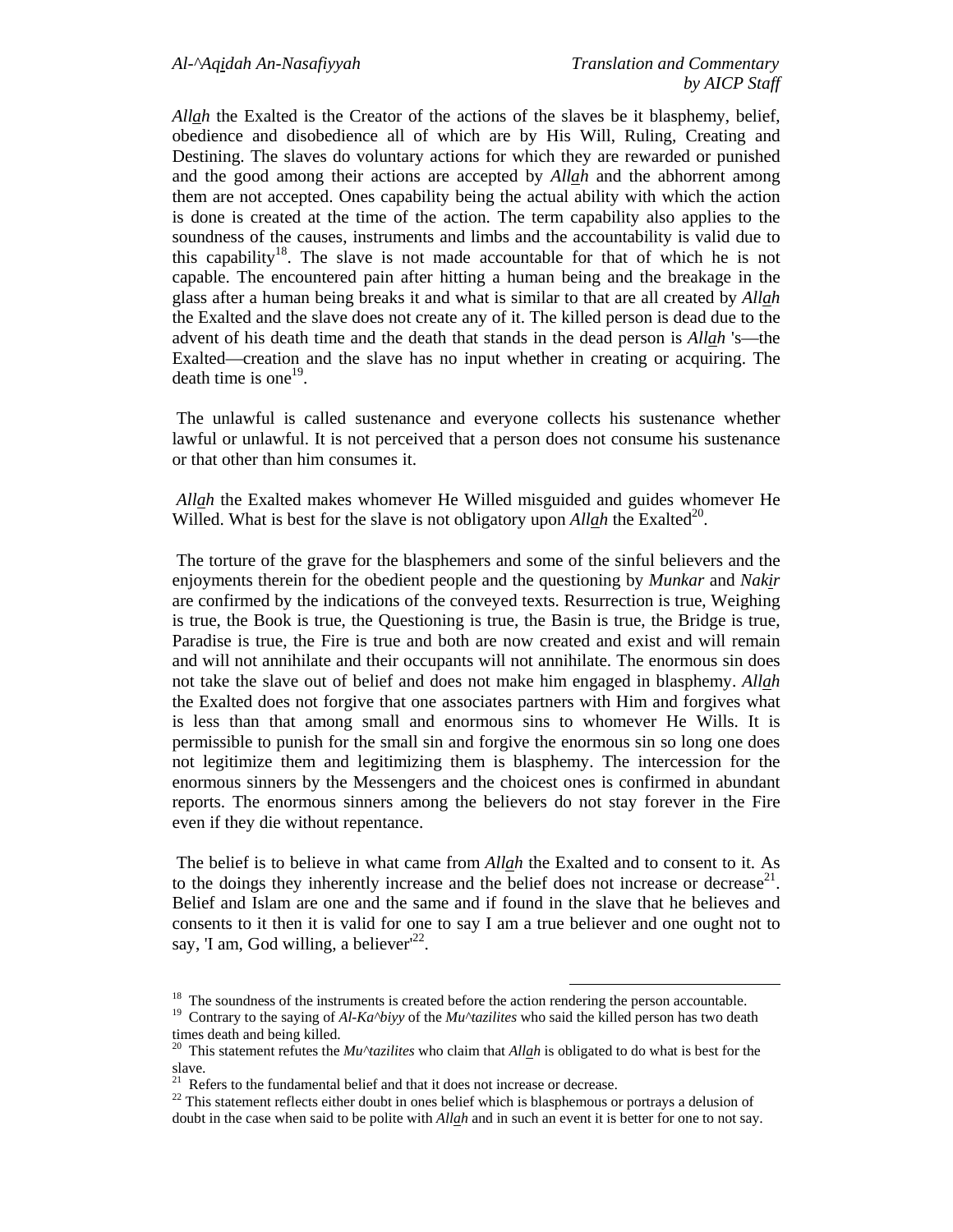*Allah* the Exalted is the Creator of the actions of the slaves be it blasphemy, belief, obedience and disobedience all of which are by His Will, Ruling, Creating and Destining. The slaves do voluntary actions for which they are rewarded or punished and the good among their actions are accepted by *Allah* and the abhorrent among them are not accepted. Ones capability being the actual ability with which the action is done is created at the time of the action. The term capability also applies to the soundness of the causes, instruments and limbs and the accountability is valid due to this capability[18]. The slave is not made accountable for that of which he is not capable. The encountered pain after hitting a human being and the breakage in the glass after a human being breaks it and what is similar to that are all created by *Allah* the Exalted and the slave does not create any of it. The killed person is dead due to the advent of his death time and the death that stands in the dead person is *Allah* 's—the Exalted—creation and the slave has no input whether in creating or acquiring. The death time is one[19].

The unlawful is called sustenance and everyone collects his sustenance whether lawful or unlawful. It is not perceived that a person does not consume his sustenance or that other than him consumes it.

*Allah* the Exalted makes whomever He Willed misguided and guides whomever He Willed. What is best for the slave is not obligatory upon *Allah* the Exalted[20].

The torture of the grave for the blasphemers and some of the sinful believers and the enjoyments therein for the obedient people and the questioning by *Munkar* and *Nakir* are confirmed by the indications of the conveyed texts. Resurrection is true, Weighing is true, the Book is true, the Questioning is true, the Basin is true, the Bridge is true, Paradise is true, the Fire is true and both are now created and exist and will remain and will not annihilate and their occupants will not annihilate. The enormous sin does not take the slave out of belief and does not make him engaged in blasphemy. *Allah* the Exalted does not forgive that one associates partners with Him and forgives what is less than that among small and enormous sins to whomever He Wills. It is permissible to punish for the small sin and forgive the enormous sin so long one does not legitimize them and legitimizing them is blasphemy. The intercession for the enormous sinners by the Messengers and the choicest ones is confirmed in abundant reports. The enormous sinners among the believers do not stay forever in the Fire even if they die without repentance.

The belief is to believe in what came from *Allah* the Exalted and to consent to it. As to the doings they inherently increase and the belief does not increase or decrease[21]. Belief and Islam are one and the same and if found in the slave that he believes and consents to it then it is valid for one to say I am a true believer and one ought not to say, 'I am, God willing, a believer'[22].

---

[18] The soundness of the instruments is created before the action rendering the person accountable.

[19] Contrary to the saying of *Al-Ka^biyy* of the *Mu^tazilites* who said the killed person has two death times death and being killed.

[20] This statement refutes the *Mu^tazilites* who claim that *Allah* is obligated to do what is best for the slave.

[21] Refers to the fundamental belief and that it does not increase or decrease.

[22] This statement reflects either doubt in ones belief which is blasphemous or portrays a delusion of doubt in the case when said to be polite with *Allah* and in such an event it is better for one to not say.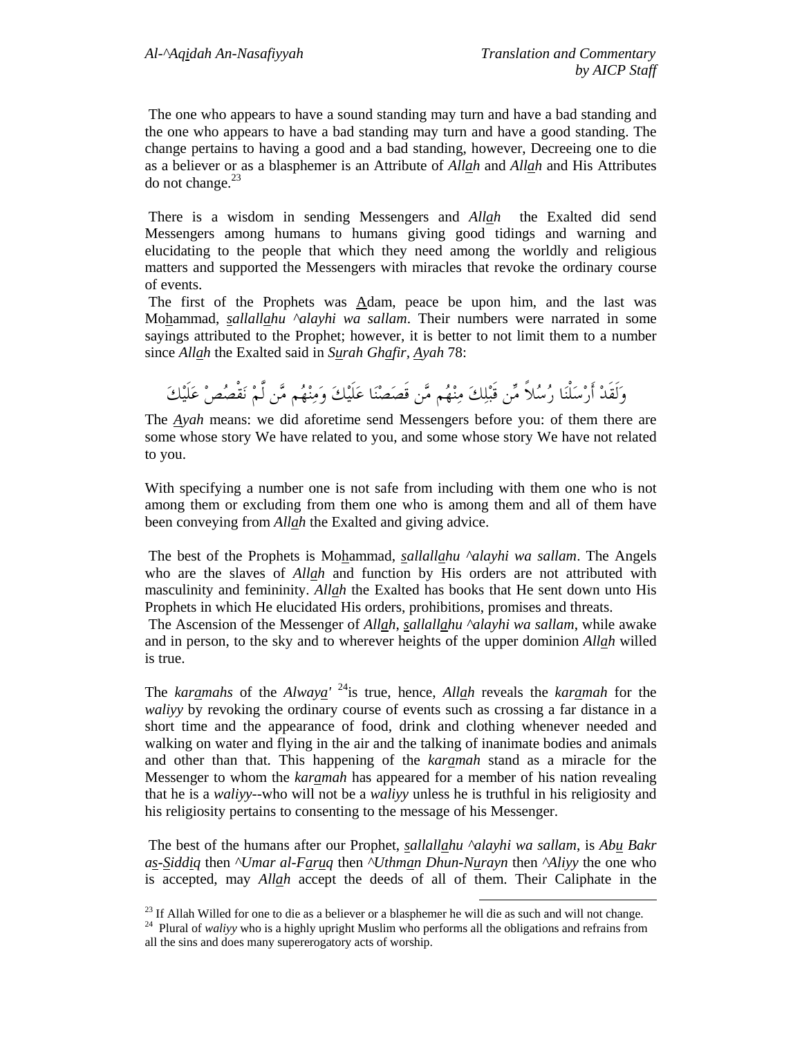The one who appears to have a sound standing may turn and have a bad standing and the one who appears to have a bad standing may turn and have a good standing. The change pertains to having a good and a bad standing, however, Decreeing one to die as a believer or as a blasphemer is an Attribute of *Allah* and *Allah* and His Attributes do not change.[23]

There is a wisdom in sending Messengers and *Allah* the Exalted did send Messengers among humans to humans giving good tidings and warning and elucidating to the people that which they need among the worldly and religious matters and supported the Messengers with miracles that revoke the ordinary course of events.

The first of the Prophets was Adam, peace be upon him, and the last was Mohammad, *sallallahu ^alayhi wa sallam*. Their numbers were narrated in some sayings attributed to the Prophet; however, it is better to not limit them to a number since *Allah* the Exalted said in *Surah Ghafir*, *Ayah* 78:

وَلَقَدْ أَرْسَلْنَا رُسُلاً مِّن قَبْلِكَ مِنْهُم مَّن قَصَصْنَا عَلَيْكَ وَمِنْهُم مَّن لَّمْ نَقْصُصْ عَلَيْكَ

The *Ayah* means: we did aforetime send Messengers before you: of them there are some whose story We have related to you, and some whose story We have not related to you.

With specifying a number one is not safe from including with them one who is not among them or excluding from them one who is among them and all of them have been conveying from *Allah* the Exalted and giving advice.

The best of the Prophets is Mohammad, *sallallahu ^alayhi wa sallam*. The Angels who are the slaves of *Allah* and function by His orders are not attributed with masculinity and femininity. *Allah* the Exalted has books that He sent down unto His Prophets in which He elucidated His orders, prohibitions, promises and threats.

The Ascension of the Messenger of *Allah*, *sallallahu ^alayhi wa sallam*, while awake and in person, to the sky and to wherever heights of the upper dominion *Allah* willed is true.

The *karamahs* of the *Alwaya'* [24]is true, hence, *Allah* reveals the *karamah* for the *waliyy* by revoking the ordinary course of events such as crossing a far distance in a short time and the appearance of food, drink and clothing whenever needed and walking on water and flying in the air and the talking of inanimate bodies and animals and other than that. This happening of the *karamah* stand as a miracle for the Messenger to whom the *karamah* has appeared for a member of his nation revealing that he is a *waliyy*--who will not be a *waliyy* unless he is truthful in his religiosity and his religiosity pertains to consenting to the message of his Messenger.

The best of the humans after our Prophet, *sallallahu ^alayhi wa sallam*, is *Abu Bakr as-Siddiq* then *^Umar al-Faruq* then *^Uthman Dhun-Nurayn* then *^Aliyy* the one who is accepted, may *Allah* accept the deeds of all of them. Their Caliphate in the

---

[23] If Allah Willed for one to die as a believer or a blasphemer he will die as such and will not change.

[24] Plural of *waliyy* who is a highly upright Muslim who performs all the obligations and refrains from all the sins and does many supererogatory acts of worship.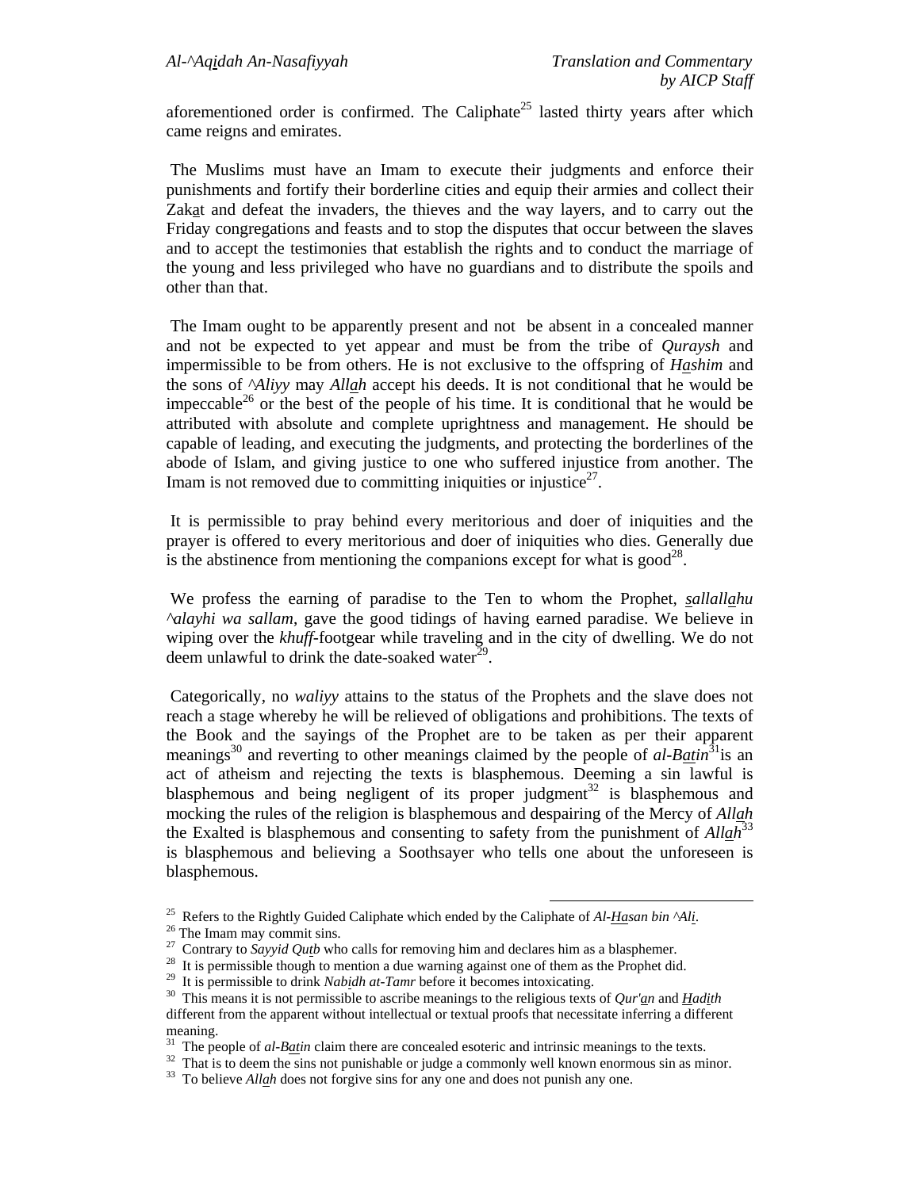aforementioned order is confirmed. The Caliphate[25] lasted thirty years after which came reigns and emirates.

The Muslims must have an Imam to execute their judgments and enforce their punishments and fortify their borderline cities and equip their armies and collect their Zak*a*t and defeat the invaders, the thieves and the way layers, and to carry out the Friday congregations and feasts and to stop the disputes that occur between the slaves and to accept the testimonies that establish the rights and to conduct the marriage of the young and less privileged who have no guardians and to distribute the spoils and other than that.

The Imam ought to be apparently present and not be absent in a concealed manner and not be expected to yet appear and must be from the tribe of *Quraysh* and impermissible to be from others. He is not exclusive to the offspring of *Hashim* and the sons of *^Aliyy* may *Allah* accept his deeds. It is not conditional that he would be impeccable[26] or the best of the people of his time. It is conditional that he would be attributed with absolute and complete uprightness and management. He should be capable of leading, and executing the judgments, and protecting the borderlines of the abode of Islam, and giving justice to one who suffered injustice from another. The Imam is not removed due to committing iniquities or injustice[27].

It is permissible to pray behind every meritorious and doer of iniquities and the prayer is offered to every meritorious and doer of iniquities who dies. Generally due is the abstinence from mentioning the companions except for what is good[28].

We profess the earning of paradise to the Ten to whom the Prophet, *sallallahu ^alayhi wa sallam*, gave the good tidings of having earned paradise. We believe in wiping over the *khuff*-footgear while traveling and in the city of dwelling. We do not deem unlawful to drink the date-soaked water[29].

Categorically, no *waliyy* attains to the status of the Prophets and the slave does not reach a stage whereby he will be relieved of obligations and prohibitions. The texts of the Book and the sayings of the Prophet are to be taken as per their apparent meanings[30] and reverting to other meanings claimed by the people of *al-Batin*[31] is an act of atheism and rejecting the texts is blasphemous. Deeming a sin lawful is blasphemous and being negligent of its proper judgment[32] is blasphemous and mocking the rules of the religion is blasphemous and despairing of the Mercy of *Allah* the Exalted is blasphemous and consenting to safety from the punishment of *Allah*[33] is blasphemous and believing a Soothsayer who tells one about the unforeseen is blasphemous.

---

[25] Refers to the Rightly Guided Caliphate which ended by the Caliphate of *Al-Hasan bin ^Ali*.

[26] The Imam may commit sins.

[27] Contrary to *Sayyid Qutb* who calls for removing him and declares him as a blasphemer.

[28] It is permissible though to mention a due warning against one of them as the Prophet did.

[29] It is permissible to drink *Nabidh at-Tamr* before it becomes intoxicating.

[30] This means it is not permissible to ascribe meanings to the religious texts of *Qur'an* and *Hadith* different from the apparent without intellectual or textual proofs that necessitate inferring a different meaning.

[31] The people of *al-Batin* claim there are concealed esoteric and intrinsic meanings to the texts.

[32] That is to deem the sins not punishable or judge a commonly well known enormous sin as minor.

[33] To believe *Allah* does not forgive sins for any one and does not punish any one.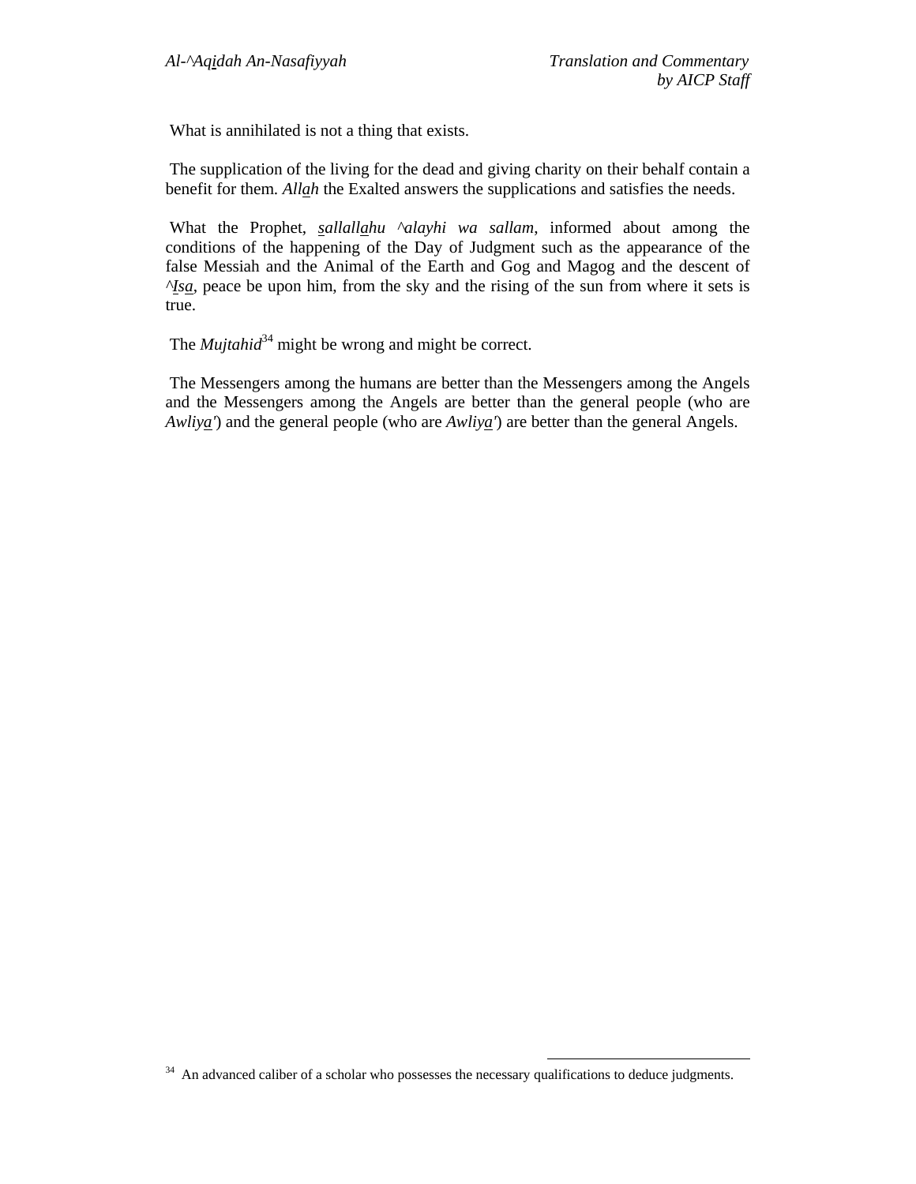What is annihilated is not a thing that exists.

The supplication of the living for the dead and giving charity on their behalf contain a benefit for them. *Allah* the Exalted answers the supplications and satisfies the needs.

What the Prophet, *sallallahu ^alayhi wa sallam*, informed about among the conditions of the happening of the Day of Judgment such as the appearance of the false Messiah and the Animal of the Earth and Gog and Magog and the descent of *^Isa*, peace be upon him, from the sky and the rising of the sun from where it sets is true.

The *Mujtahid*[34] might be wrong and might be correct.

The Messengers among the humans are better than the Messengers among the Angels and the Messengers among the Angels are better than the general people (who are *Awliya'*) and the general people (who are *Awliya'*) are better than the general Angels.

[34] An advanced caliber of a scholar who possesses the necessary qualifications to deduce judgments.